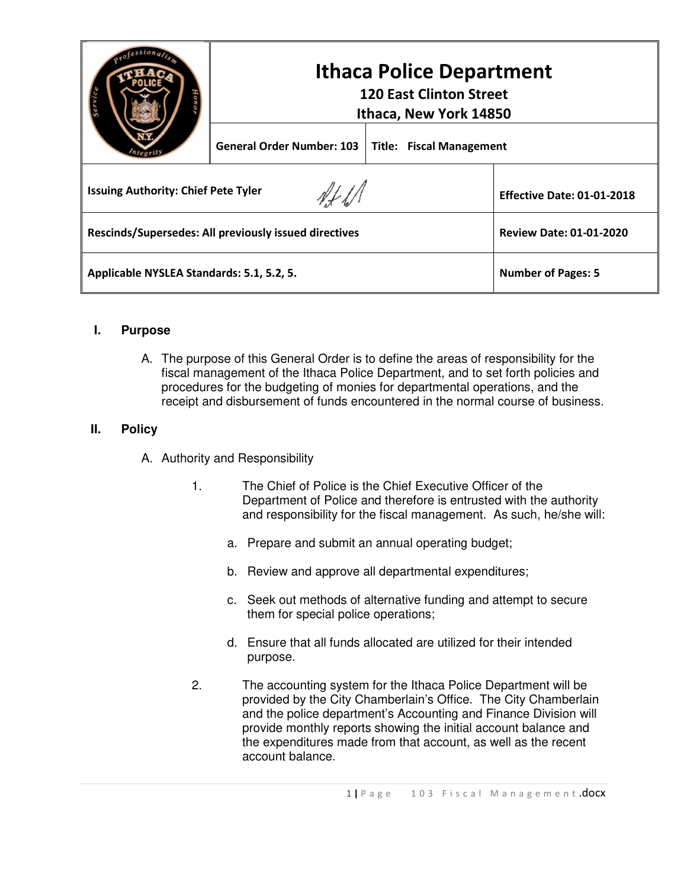| | | |
|---|---|---|
| | **Ithaca Police Department**<br>**120 East Clinton Street**<br>**Ithaca, New York 14850** | |
| | **General Order Number: 103** | **Title: Fiscal Management** |
| **Issuing Authority: Chief Pete Tyler** | | **Effective Date: 01-01-2018** |
| **Rescinds/Supersedes: All previously issued directives** | | **Review Date: 01-01-2020** |
| **Applicable NYSLEA Standards: 5.1, 5.2, 5.** | | **Number of Pages: 5** |

## I. Purpose

A. The purpose of this General Order is to define the areas of responsibility for the fiscal management of the Ithaca Police Department, and to set forth policies and procedures for the budgeting of monies for departmental operations, and the receipt and disbursement of funds encountered in the normal course of business.

## II. Policy

A. Authority and Responsibility

1. The Chief of Police is the Chief Executive Officer of the Department of Police and therefore is entrusted with the authority and responsibility for the fiscal management. As such, he/she will:

   a. Prepare and submit an annual operating budget;

   b. Review and approve all departmental expenditures;

   c. Seek out methods of alternative funding and attempt to secure them for special police operations;

   d. Ensure that all funds allocated are utilized for their intended purpose.

2. The accounting system for the Ithaca Police Department will be provided by the City Chamberlain's Office. The City Chamberlain and the police department's Accounting and Finance Division will provide monthly reports showing the initial account balance and the expenditures made from that account, as well as the recent account balance.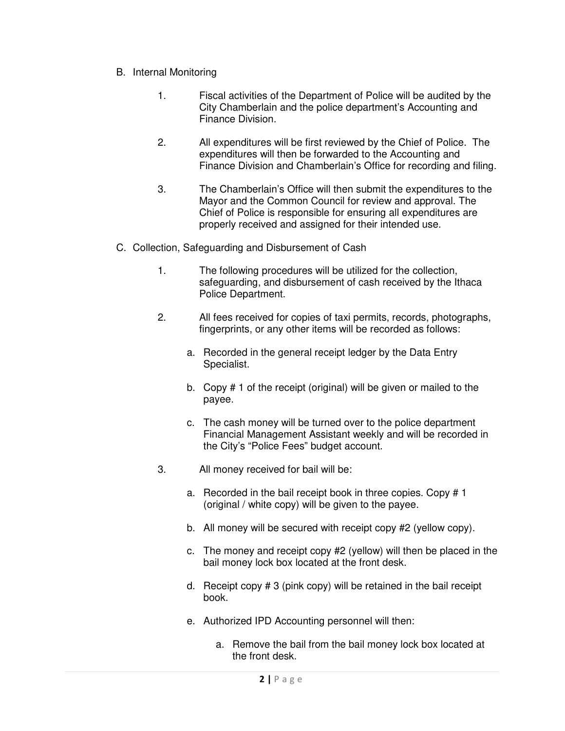B. Internal Monitoring

1. Fiscal activities of the Department of Police will be audited by the City Chamberlain and the police department's Accounting and Finance Division.

2. All expenditures will be first reviewed by the Chief of Police. The expenditures will then be forwarded to the Accounting and Finance Division and Chamberlain's Office for recording and filing.

3. The Chamberlain's Office will then submit the expenditures to the Mayor and the Common Council for review and approval. The Chief of Police is responsible for ensuring all expenditures are properly received and assigned for their intended use.

C. Collection, Safeguarding and Disbursement of Cash

1. The following procedures will be utilized for the collection, safeguarding, and disbursement of cash received by the Ithaca Police Department.

2. All fees received for copies of taxi permits, records, photographs, fingerprints, or any other items will be recorded as follows:

   a. Recorded in the general receipt ledger by the Data Entry Specialist.

   b. Copy # 1 of the receipt (original) will be given or mailed to the payee.

   c. The cash money will be turned over to the police department Financial Management Assistant weekly and will be recorded in the City's "Police Fees" budget account.

3. All money received for bail will be:

   a. Recorded in the bail receipt book in three copies. Copy # 1 (original / white copy) will be given to the payee.

   b. All money will be secured with receipt copy #2 (yellow copy).

   c. The money and receipt copy #2 (yellow) will then be placed in the bail money lock box located at the front desk.

   d. Receipt copy # 3 (pink copy) will be retained in the bail receipt book.

   e. Authorized IPD Accounting personnel will then:

      a. Remove the bail from the bail money lock box located at the front desk.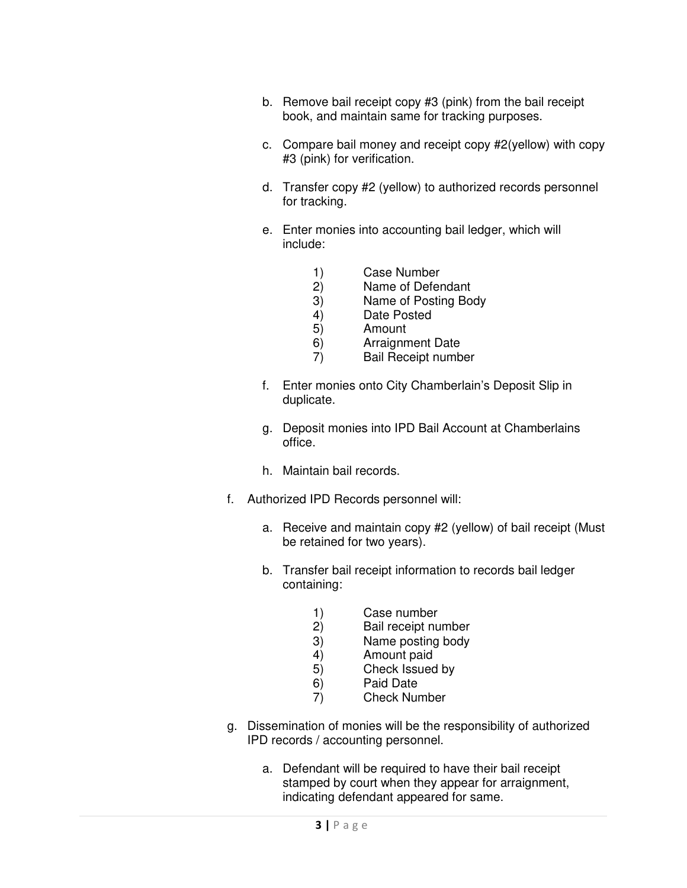b. Remove bail receipt copy #3 (pink) from the bail receipt book, and maintain same for tracking purposes.

   c. Compare bail money and receipt copy #2(yellow) with copy #3 (pink) for verification.

   d. Transfer copy #2 (yellow) to authorized records personnel for tracking.

   e. Enter monies into accounting bail ledger, which will include:

      1) Case Number
      2) Name of Defendant
      3) Name of Posting Body
      4) Date Posted
      5) Amount
      6) Arraignment Date
      7) Bail Receipt number

   f. Enter monies onto City Chamberlain's Deposit Slip in duplicate.

   g. Deposit monies into IPD Bail Account at Chamberlains office.

   h. Maintain bail records.

f. Authorized IPD Records personnel will:

   a. Receive and maintain copy #2 (yellow) of bail receipt (Must be retained for two years).

   b. Transfer bail receipt information to records bail ledger containing:

      1) Case number
      2) Bail receipt number
      3) Name posting body
      4) Amount paid
      5) Check Issued by
      6) Paid Date
      7) Check Number

g. Dissemination of monies will be the responsibility of authorized IPD records / accounting personnel.

   a. Defendant will be required to have their bail receipt stamped by court when they appear for arraignment, indicating defendant appeared for same.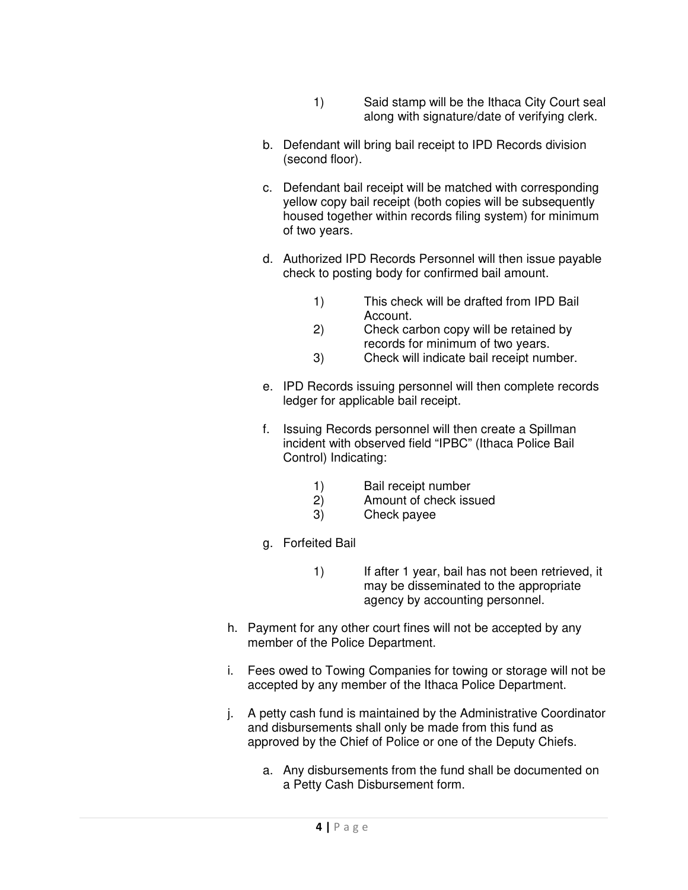1) Said stamp will be the Ithaca City Court seal along with signature/date of verifying clerk.

b. Defendant will bring bail receipt to IPD Records division (second floor).

c. Defendant bail receipt will be matched with corresponding yellow copy bail receipt (both copies will be subsequently housed together within records filing system) for minimum of two years.

d. Authorized IPD Records Personnel will then issue payable check to posting body for confirmed bail amount.

    1) This check will be drafted from IPD Bail Account.
    2) Check carbon copy will be retained by records for minimum of two years.
    3) Check will indicate bail receipt number.

e. IPD Records issuing personnel will then complete records ledger for applicable bail receipt.

f. Issuing Records personnel will then create a Spillman incident with observed field "IPBC" (Ithaca Police Bail Control) Indicating:

    1) Bail receipt number
    2) Amount of check issued
    3) Check payee

g. Forfeited Bail

    1) If after 1 year, bail has not been retrieved, it may be disseminated to the appropriate agency by accounting personnel.

h. Payment for any other court fines will not be accepted by any member of the Police Department.

i. Fees owed to Towing Companies for towing or storage will not be accepted by any member of the Ithaca Police Department.

j. A petty cash fund is maintained by the Administrative Coordinator and disbursements shall only be made from this fund as approved by the Chief of Police or one of the Deputy Chiefs.

    a. Any disbursements from the fund shall be documented on a Petty Cash Disbursement form.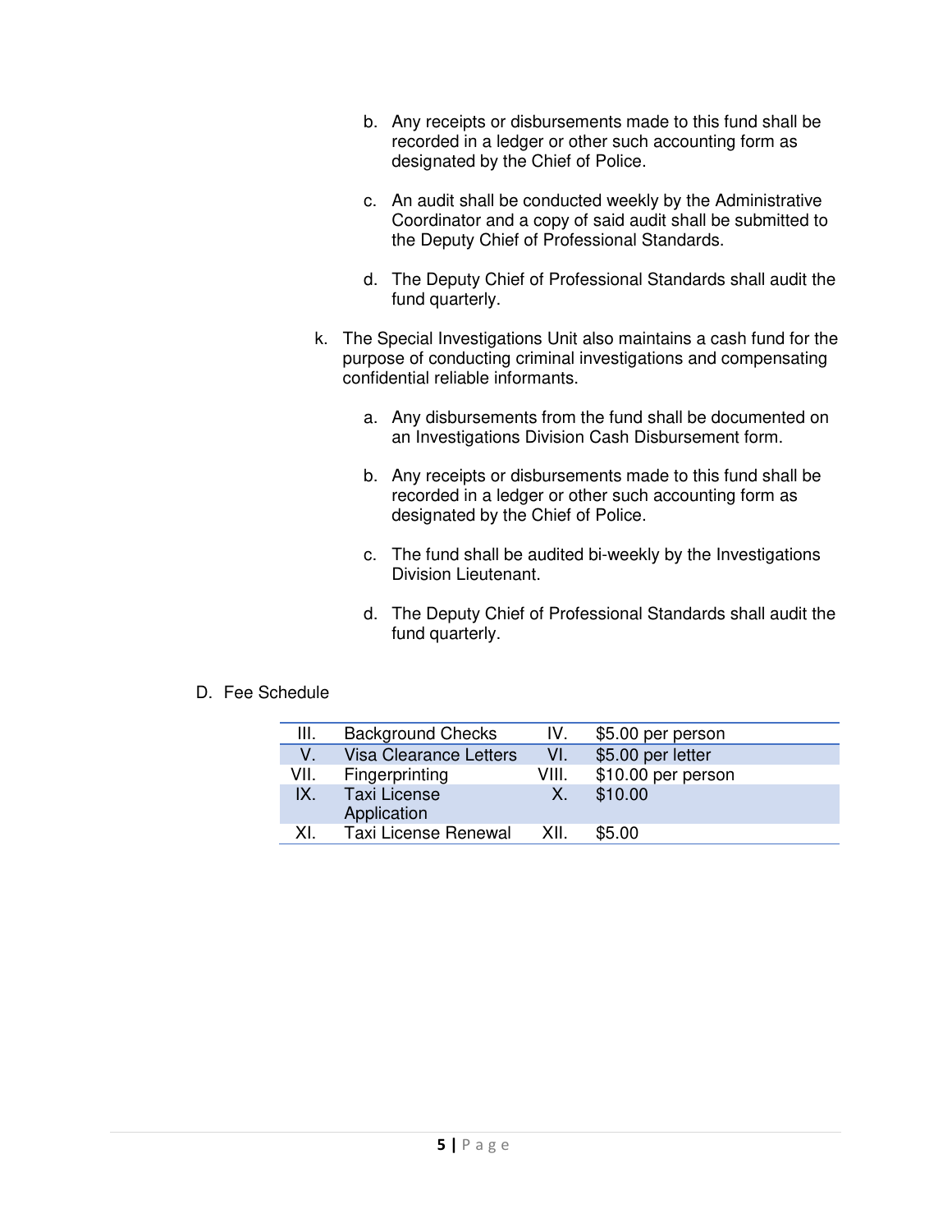b. Any receipts or disbursements made to this fund shall be recorded in a ledger or other such accounting form as designated by the Chief of Police.

c. An audit shall be conducted weekly by the Administrative Coordinator and a copy of said audit shall be submitted to the Deputy Chief of Professional Standards.

d. The Deputy Chief of Professional Standards shall audit the fund quarterly.

k. The Special Investigations Unit also maintains a cash fund for the purpose of conducting criminal investigations and compensating confidential reliable informants.

a. Any disbursements from the fund shall be documented on an Investigations Division Cash Disbursement form.

b. Any receipts or disbursements made to this fund shall be recorded in a ledger or other such accounting form as designated by the Chief of Police.

c. The fund shall be audited bi-weekly by the Investigations Division Lieutenant.

d. The Deputy Chief of Professional Standards shall audit the fund quarterly.

D. Fee Schedule

| | | | |
|---|---|---|---|
| III. | Background Checks | IV. | $5.00 per person |
| V. | Visa Clearance Letters | VI. | $5.00 per letter |
| VII. | Fingerprinting | VIII. | $10.00 per person |
| IX. | Taxi License Application | X. | $10.00 |
| XI. | Taxi License Renewal | XII. | $5.00 |